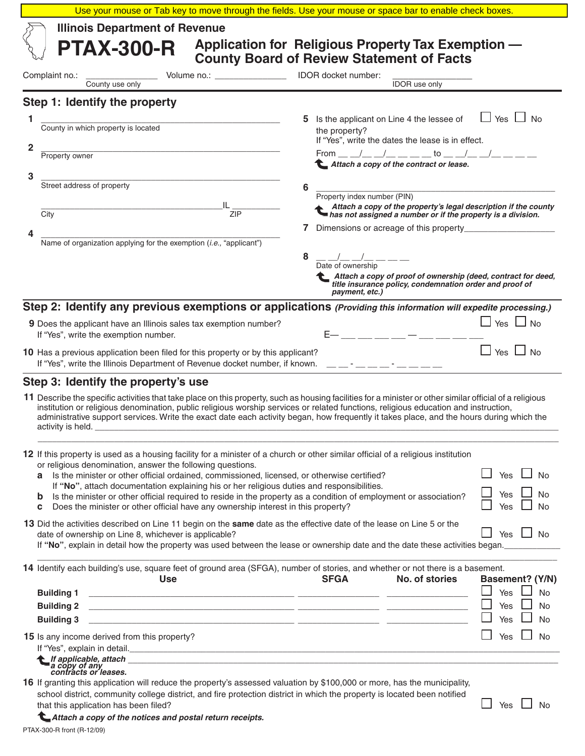Use your mouse or Tab key to move through the fields. Use your mouse or space bar to enable check boxes.

Illinois Department of Revenue

# PTAX-300-R Application for Religious Property Tax Exemption — County Board of Review Statement of Facts

Complaint no.: _______________ County use only    Volume no.: _______________    IDOR docket number: _______________ IDOR use only

## Step 1: Identify the property

**1** _______________________________________________
County in which property is located

**2** _______________________________________________
Property owner

**3** _______________________________________________
Street address of property

_______________________________________IL ___________
City    ZIP

**4** _______________________________________________
Name of organization applying for the exemption (*i.e.,* "applicant")

**5** Is the applicant on Line 4 the lessee of the property? ☐ Yes ☐ No
If "Yes", write the dates the lease is in effect.
From __ __/__ __/__ __ __ __ to __ __/__ __/__ __ __ __
***Attach a copy of the contract or lease.***

**6** _______________________________________________
Property index number (PIN)
***Attach a copy of the property's legal description if the county has not assigned a number or if the property is a division.***

**7** Dimensions or acreage of this property___________________

**8** __ __/__ __/__ __ __ __
Date of ownership
***Attach a copy of proof of ownership (deed, contract for deed, title insurance policy, condemnation order and proof of payment, etc.)***

## Step 2: Identify any previous exemptions or applications *(Providing this information will expedite processing.)*

**9** Does the applicant have an Illinois sales tax exemption number? ☐ Yes ☐ No
If "Yes", write the exemption number. E— ___ ___ ___ ___ — ___ ___ ___ ___

**10** Has a previous application been filed for this property or by this applicant? ☐ Yes ☐ No
If "Yes", write the Illinois Department of Revenue docket number, if known. __ __ - __ __ __ - __ __ __ __

## Step 3: Identify the property's use

**11** Describe the specific activities that take place on this property, such as housing facilities for a minister or other similar official of a religious institution or religious denomination, public religious worship services or related functions, religious education and instruction, administrative support services. Write the exact date each activity began, how frequently it takes place, and the hours during which the activity is held. _______________________________________________

_______________________________________________

**12** If this property is used as a housing facility for a minister of a church or other similar official of a religious institution or religious denomination, answer the following questions.

- **a** Is the minister or other official ordained, commissioned, licensed, or otherwise certified? ☐ Yes ☐ No
  If **"No"**, attach documentation explaining his or her religious duties and responsibilities.
- **b** Is the minister or other official required to reside in the property as a condition of employment or association? ☐ Yes ☐ No
- **c** Does the minister or other official have any ownership interest in this property? ☐ Yes ☐ No

**13** Did the activities described on Line 11 begin on the **same** date as the effective date of the lease on Line 5 or the date of ownership on Line 8, whichever is applicable? ☐ Yes ☐ No
If **"No"**, explain in detail how the property was used between the lease or ownership date and the date these activities began.___________

_______________________________________________

**14** Identify each building's use, square feet of ground area (SFGA), number of stories, and whether or not there is a basement.

| | Use | SFGA | No. of stories | Basement? (Y/N) |
|---|---|---|---|---|
| **Building 1** | ________________ | ________ | ________ | ☐ Yes ☐ No |
| **Building 2** | ________________ | ________ | ________ | ☐ Yes ☐ No |
| **Building 3** | ________________ | ________ | ________ | ☐ Yes ☐ No |

**15** Is any income derived from this property? ☐ Yes ☐ No
If "Yes", explain in detail._______________________________________________
***If applicable, attach a copy of any contracts or leases.*** _______________________________________________

**16** If granting this application will reduce the property's assessed valuation by $100,000 or more, has the municipality, school district, community college district, and fire protection district in which the property is located been notified that this application has been filed? ☐ Yes ☐ No
***Attach a copy of the notices and postal return receipts.***

PTAX-300-R front (R-12/09)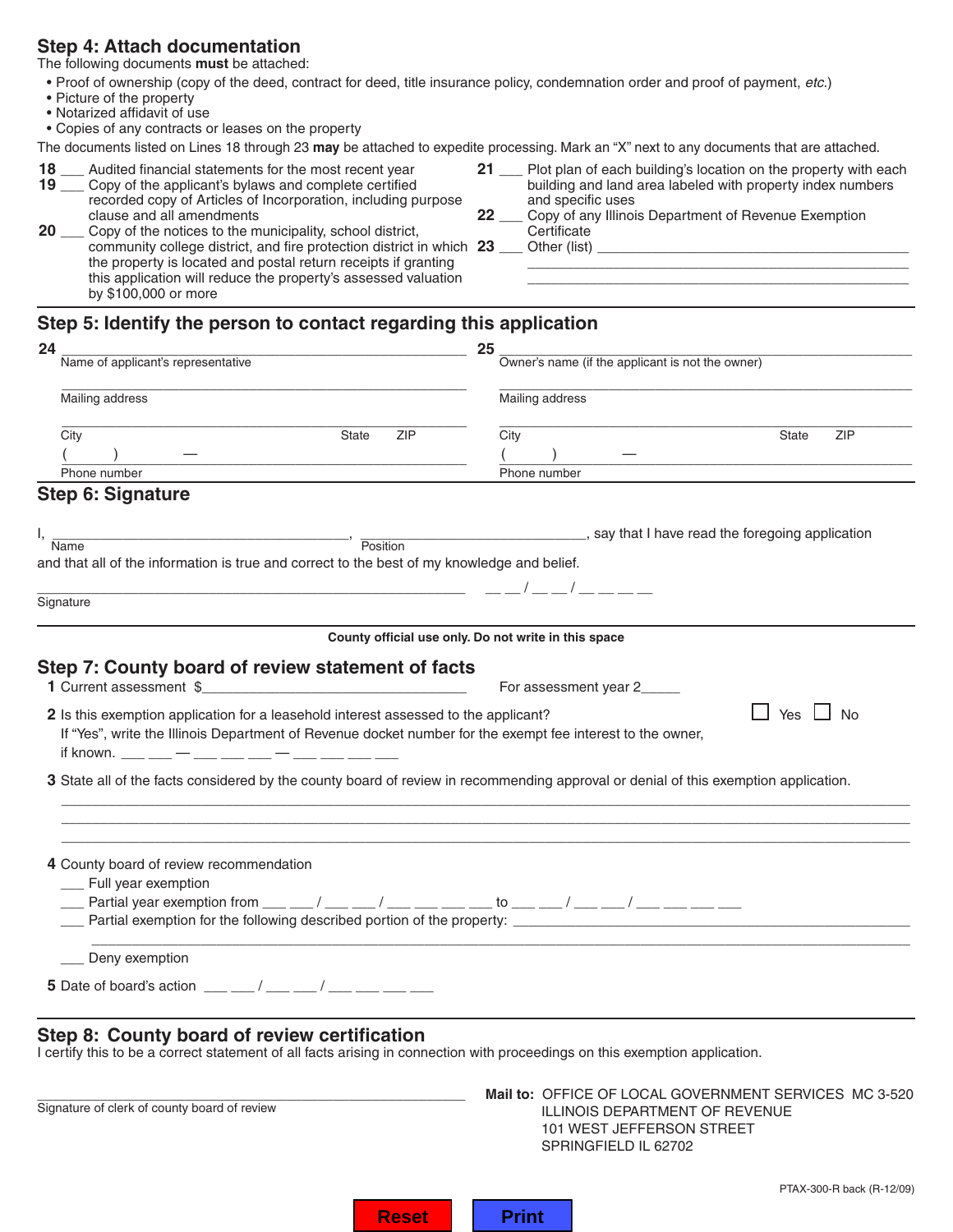## Step 4: Attach documentation

The following documents **must** be attached:

- Proof of ownership (copy of the deed, contract for deed, title insurance policy, condemnation order and proof of payment, *etc.*)
- Picture of the property
- Notarized affidavit of use
- Copies of any contracts or leases on the property

The documents listed on Lines 18 through 23 **may** be attached to expedite processing. Mark an "X" next to any documents that are attached.

**18** ___ Audited financial statements for the most recent year

**19** ___ Copy of the applicant's bylaws and complete certified recorded copy of Articles of Incorporation, including purpose clause and all amendments

**20** ___ Copy of the notices to the municipality, school district, community college district, and fire protection district in which the property is located and postal return receipts if granting this application will reduce the property's assessed valuation by $100,000 or more

**21** ___ Plot plan of each building's location on the property with each building and land area labeled with property index numbers and specific uses

**22** ___ Copy of any Illinois Department of Revenue Exemption Certificate

**23** ___ Other (list) ____________________________________________

____________________________________________

____________________________________________

## Step 5: Identify the person to contact regarding this application

**24** ____________________________________________
Name of applicant's representative

____________________________________________
Mailing address

____________________________________________
City State ZIP

( ) —
Phone number

**25** ____________________________________________
Owner's name (if the applicant is not the owner)

____________________________________________
Mailing address

____________________________________________
City State ZIP

( ) —
Phone number

## Step 6: Signature

I, ______________________________ (Name), ______________________________ (Position), say that I have read the foregoing application and that all of the information is true and correct to the best of my knowledge and belief.

____________________________________________ __ __ / __ __ / __ __ __ __
Signature

**County official use only. Do not write in this space**

## Step 7: County board of review statement of facts

**1** Current assessment $______________________________ For assessment year 2_____

**2** Is this exemption application for a leasehold interest assessed to the applicant? ☐ Yes ☐ No
If "Yes", write the Illinois Department of Revenue docket number for the exempt fee interest to the owner, if known. ___ ___ — ___ ___ ___ — ___ ___ ___ ___

**3** State all of the facts considered by the county board of review in recommending approval or denial of this exemption application.

____________________________________________

____________________________________________

____________________________________________

**4** County board of review recommendation

___ Full year exemption

___ Partial year exemption from ___ ___ / ___ ___ / ___ ___ ___ ___ to ___ ___ / ___ ___ / ___ ___ ___ ___

___ Partial exemption for the following described portion of the property: ______________________________

____________________________________________

___ Deny exemption

**5** Date of board's action ___ ___ / ___ ___ / ___ ___ ___ ___

## Step 8: County board of review certification

I certify this to be a correct statement of all facts arising in connection with proceedings on this exemption application.

____________________________________________
Signature of clerk of county board of review

**Mail to:** OFFICE OF LOCAL GOVERNMENT SERVICES MC 3-520
ILLINOIS DEPARTMENT OF REVENUE
101 WEST JEFFERSON STREET
SPRINGFIELD IL 62702

PTAX-300-R back (R-12/09)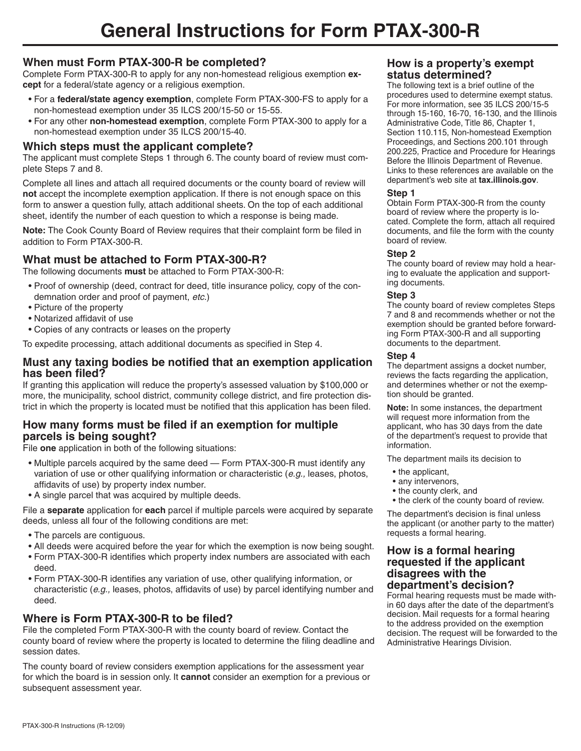# General Instructions for Form PTAX-300-R

## When must Form PTAX-300-R be completed?

Complete Form PTAX-300-R to apply for any non-homestead religious exemption **except** for a federal/state agency or a religious exemption.

- For a **federal/state agency exemption**, complete Form PTAX-300-FS to apply for a non-homestead exemption under 35 ILCS 200/15-50 or 15-55.
- For any other **non-homestead exemption**, complete Form PTAX-300 to apply for a non-homestead exemption under 35 ILCS 200/15-40.

## Which steps must the applicant complete?

The applicant must complete Steps 1 through 6. The county board of review must complete Steps 7 and 8.

Complete all lines and attach all required documents or the county board of review will **not** accept the incomplete exemption application. If there is not enough space on this form to answer a question fully, attach additional sheets. On the top of each additional sheet, identify the number of each question to which a response is being made.

**Note:** The Cook County Board of Review requires that their complaint form be filed in addition to Form PTAX-300-R.

## What must be attached to Form PTAX-300-R?

The following documents **must** be attached to Form PTAX-300-R:

- Proof of ownership (deed, contract for deed, title insurance policy, copy of the condemnation order and proof of payment, *etc.*)
- Picture of the property
- Notarized affidavit of use
- Copies of any contracts or leases on the property

To expedite processing, attach additional documents as specified in Step 4.

## Must any taxing bodies be notified that an exemption application has been filed?

If granting this application will reduce the property's assessed valuation by $100,000 or more, the municipality, school district, community college district, and fire protection district in which the property is located must be notified that this application has been filed.

## How many forms must be filed if an exemption for multiple parcels is being sought?

File **one** application in both of the following situations:

- Multiple parcels acquired by the same deed — Form PTAX-300-R must identify any variation of use or other qualifying information or characteristic (*e.g.,* leases, photos, affidavits of use) by property index number.
- A single parcel that was acquired by multiple deeds.

File a **separate** application for **each** parcel if multiple parcels were acquired by separate deeds, unless all four of the following conditions are met:

- The parcels are contiguous.
- All deeds were acquired before the year for which the exemption is now being sought.
- Form PTAX-300-R identifies which property index numbers are associated with each deed.
- Form PTAX-300-R identifies any variation of use, other qualifying information, or characteristic (*e.g.,* leases, photos, affidavits of use) by parcel identifying number and deed.

## Where is Form PTAX-300-R to be filed?

File the completed Form PTAX-300-R with the county board of review. Contact the county board of review where the property is located to determine the filing deadline and session dates.

The county board of review considers exemption applications for the assessment year for which the board is in session only. It **cannot** consider an exemption for a previous or subsequent assessment year.

## How is a property's exempt status determined?

The following text is a brief outline of the procedures used to determine exempt status. For more information, see 35 ILCS 200/15-5 through 15-160, 16-70, 16-130, and the Illinois Administrative Code, Title 86, Chapter 1, Section 110.115, Non-homestead Exemption Proceedings, and Sections 200.101 through 200.225, Practice and Procedure for Hearings Before the Illinois Department of Revenue. Links to these references are available on the department's web site at **tax.illinois.gov**.

**Step 1**
Obtain Form PTAX-300-R from the county board of review where the property is located. Complete the form, attach all required documents, and file the form with the county board of review.

**Step 2**
The county board of review may hold a hearing to evaluate the application and supporting documents.

**Step 3**
The county board of review completes Steps 7 and 8 and recommends whether or not the exemption should be granted before forwarding Form PTAX-300-R and all supporting documents to the department.

**Step 4**
The department assigns a docket number, reviews the facts regarding the application, and determines whether or not the exemption should be granted.

**Note:** In some instances, the department will request more information from the applicant, who has 30 days from the date of the department's request to provide that information.

The department mails its decision to

- the applicant,
- any intervenors,
- the county clerk, and
- the clerk of the county board of review.

The department's decision is final unless the applicant (or another party to the matter) requests a formal hearing.

## How is a formal hearing requested if the applicant disagrees with the department's decision?

Formal hearing requests must be made within 60 days after the date of the department's decision. Mail requests for a formal hearing to the address provided on the exemption decision. The request will be forwarded to the Administrative Hearings Division.

PTAX-300-R Instructions (R-12/09)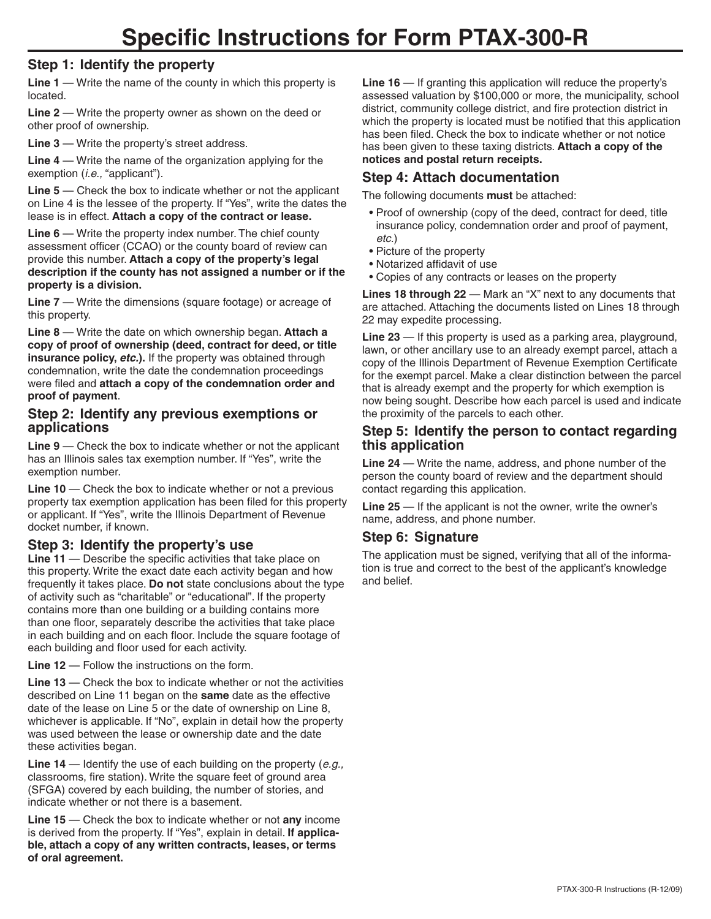# Specific Instructions for Form PTAX-300-R

## Step 1: Identify the property

**Line 1** — Write the name of the county in which this property is located.

**Line 2** — Write the property owner as shown on the deed or other proof of ownership.

**Line 3** — Write the property's street address.

**Line 4** — Write the name of the organization applying for the exemption (*i.e.,* "applicant").

**Line 5** — Check the box to indicate whether or not the applicant on Line 4 is the lessee of the property. If "Yes", write the dates the lease is in effect. **Attach a copy of the contract or lease.**

**Line 6** — Write the property index number. The chief county assessment officer (CCAO) or the county board of review can provide this number. **Attach a copy of the property's legal description if the county has not assigned a number or if the property is a division.**

**Line 7** — Write the dimensions (square footage) or acreage of this property.

**Line 8** — Write the date on which ownership began. **Attach a copy of proof of ownership (deed, contract for deed, or title insurance policy, *etc.*).** If the property was obtained through condemnation, write the date the condemnation proceedings were filed and **attach a copy of the condemnation order and proof of payment**.

## Step 2: Identify any previous exemptions or applications

**Line 9** — Check the box to indicate whether or not the applicant has an Illinois sales tax exemption number. If "Yes", write the exemption number.

**Line 10** — Check the box to indicate whether or not a previous property tax exemption application has been filed for this property or applicant. If "Yes", write the Illinois Department of Revenue docket number, if known.

## Step 3: Identify the property's use

**Line 11** — Describe the specific activities that take place on this property. Write the exact date each activity began and how frequently it takes place. **Do not** state conclusions about the type of activity such as "charitable" or "educational". If the property contains more than one building or a building contains more than one floor, separately describe the activities that take place in each building and on each floor. Include the square footage of each building and floor used for each activity.

**Line 12** — Follow the instructions on the form.

**Line 13** — Check the box to indicate whether or not the activities described on Line 11 began on the **same** date as the effective date of the lease on Line 5 or the date of ownership on Line 8, whichever is applicable. If "No", explain in detail how the property was used between the lease or ownership date and the date these activities began.

**Line 14** — Identify the use of each building on the property (*e.g.,* classrooms, fire station). Write the square feet of ground area (SFGA) covered by each building, the number of stories, and indicate whether or not there is a basement.

**Line 15** — Check the box to indicate whether or not **any** income is derived from the property. If "Yes", explain in detail. **If applicable, attach a copy of any written contracts, leases, or terms of oral agreement.**

**Line 16** — If granting this application will reduce the property's assessed valuation by $100,000 or more, the municipality, school district, community college district, and fire protection district in which the property is located must be notified that this application has been filed. Check the box to indicate whether or not notice has been given to these taxing districts. **Attach a copy of the notices and postal return receipts.**

## Step 4: Attach documentation

The following documents **must** be attached:

- Proof of ownership (copy of the deed, contract for deed, title insurance policy, condemnation order and proof of payment, *etc.*)
- Picture of the property
- Notarized affidavit of use
- Copies of any contracts or leases on the property

**Lines 18 through 22** — Mark an "X" next to any documents that are attached. Attaching the documents listed on Lines 18 through 22 may expedite processing.

**Line 23** — If this property is used as a parking area, playground, lawn, or other ancillary use to an already exempt parcel, attach a copy of the Illinois Department of Revenue Exemption Certificate for the exempt parcel. Make a clear distinction between the parcel that is already exempt and the property for which exemption is now being sought. Describe how each parcel is used and indicate the proximity of the parcels to each other.

## Step 5: Identify the person to contact regarding this application

**Line 24** — Write the name, address, and phone number of the person the county board of review and the department should contact regarding this application.

**Line 25** — If the applicant is not the owner, write the owner's name, address, and phone number.

## Step 6: Signature

The application must be signed, verifying that all of the information is true and correct to the best of the applicant's knowledge and belief.

PTAX-300-R Instructions (R-12/09)